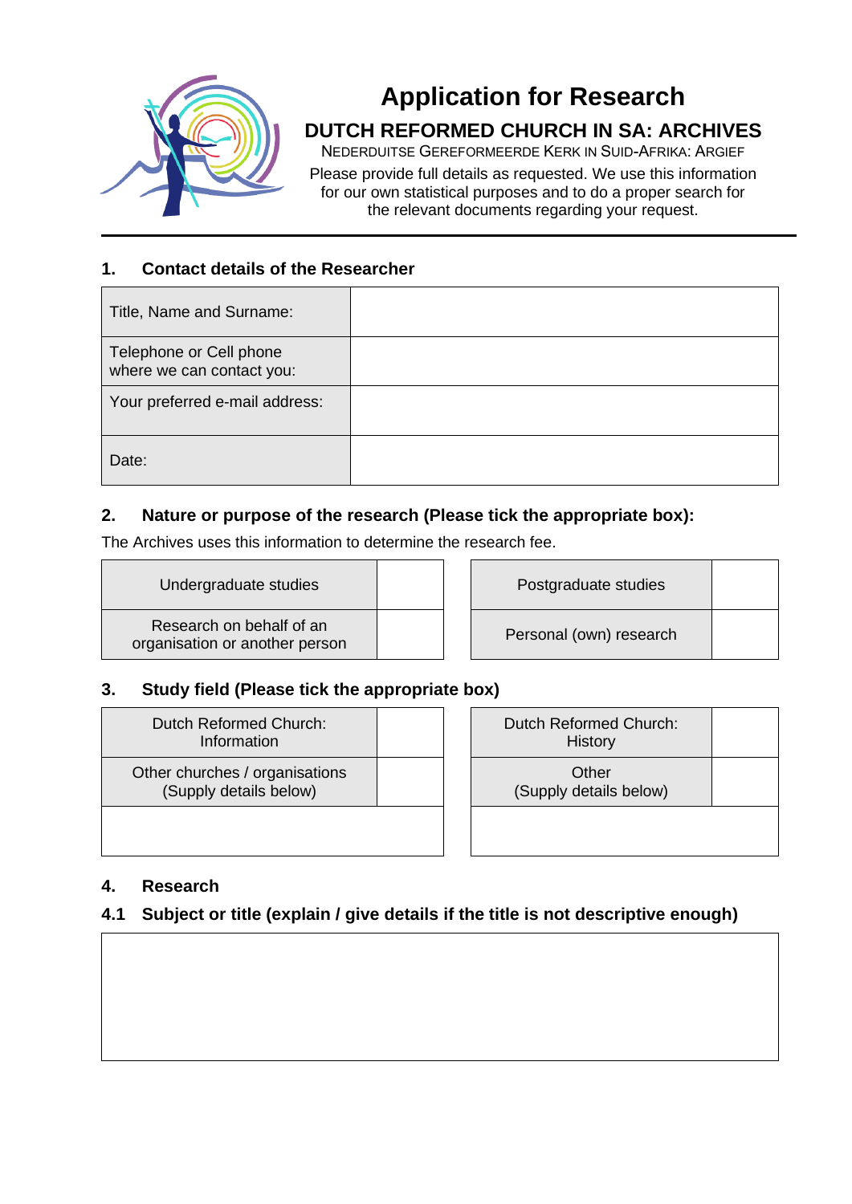# Application for Research

## DUTCH REFORMED CHURCH IN SA: ARCHIVES

NEDERDUITSE GEREFORMEERDE KERK IN SUID-AFRIKA: ARGIEF

Please provide full details as requested. We use this information for our own statistical purposes and to do a proper search for the relevant documents regarding your request.

### 1. Contact details of the Researcher

| | |
|---|---|
| Title, Name and Surname: | |
| Telephone or Cell phone where we can contact you: | |
| Your preferred e-mail address: | |
| Date: | |

### 2. Nature or purpose of the research (Please tick the appropriate box):

The Archives uses this information to determine the research fee.

| | | | |
|---|---|---|---|
| Undergraduate studies | | Postgraduate studies | |
| Research on behalf of an organisation or another person | | Personal (own) research | |

### 3. Study field (Please tick the appropriate box)

| | | | |
|---|---|---|---|
| Dutch Reformed Church: Information | | Dutch Reformed Church: History | |
| Other churches / organisations (Supply details below) | | Other (Supply details below) | |
| | | | |

### 4. Research

#### 4.1 Subject or title (explain / give details if the title is not descriptive enough)

| |
|---|
| |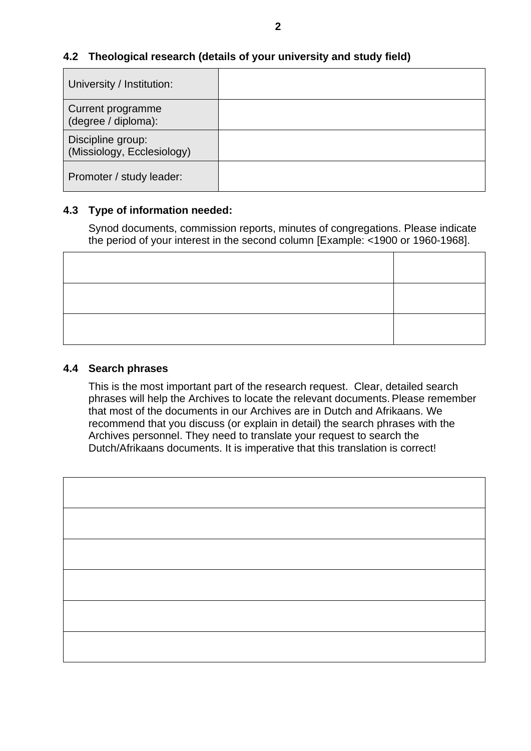### 4.2 Theological research (details of your university and study field)

| | |
|---|---|
| University / Institution: | |
| Current programme (degree / diploma): | |
| Discipline group: (Missiology, Ecclesiology) | |
| Promoter / study leader: | |

### 4.3 Type of information needed:

Synod documents, commission reports, minutes of congregations. Please indicate the period of your interest in the second column [Example: <1900 or 1960-1968].

| | |
|---|---|
| | |
| | |
| | |

### 4.4 Search phrases

This is the most important part of the research request. Clear, detailed search phrases will help the Archives to locate the relevant documents. Please remember that most of the documents in our Archives are in Dutch and Afrikaans. We recommend that you discuss (or explain in detail) the search phrases with the Archives personnel. They need to translate your request to search the Dutch/Afrikaans documents. It is imperative that this translation is correct!

| |
|---|
| |
| |
| |
| |
| |
| |